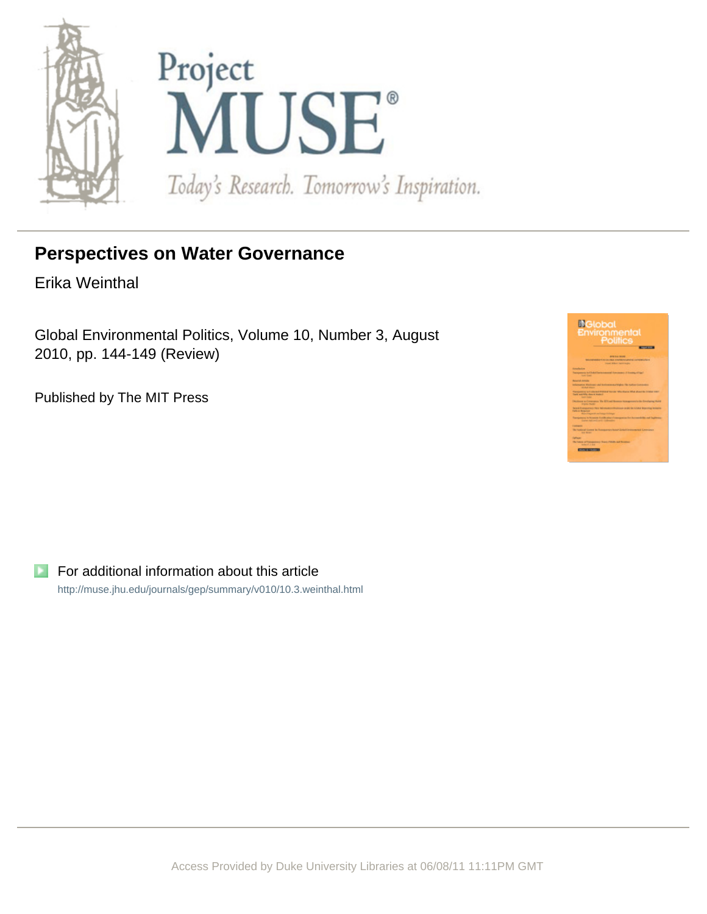Project MUSE®

Today's Research. Tomorrow's Inspiration.

# Perspectives on Water Governance

Erika Weinthal

Global Environmental Politics, Volume 10, Number 3, August 2010, pp. 144-149 (Review)

Published by The MIT Press

For additional information about this article

http://muse.jhu.edu/journals/gep/summary/v010/10.3.weinthal.html

Access Provided by Duke University Libraries at 06/08/11 11:11PM GMT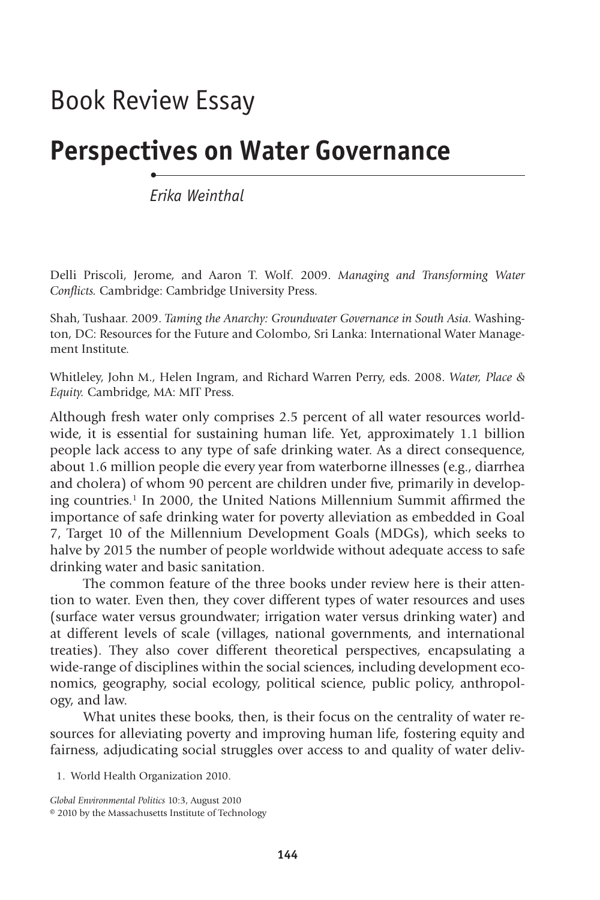# Book Review Essay

# Perspectives on Water Governance

*Erika Weinthal*

Delli Priscoli, Jerome, and Aaron T. Wolf. 2009. *Managing and Transforming Water Conflicts.* Cambridge: Cambridge University Press.

Shah, Tushaar. 2009. *Taming the Anarchy: Groundwater Governance in South Asia.* Washington, DC: Resources for the Future and Colombo, Sri Lanka: International Water Management Institute.

Whitleley, John M., Helen Ingram, and Richard Warren Perry, eds. 2008. *Water, Place & Equity.* Cambridge, MA: MIT Press.

Although fresh water only comprises 2.5 percent of all water resources worldwide, it is essential for sustaining human life. Yet, approximately 1.1 billion people lack access to any type of safe drinking water. As a direct consequence, about 1.6 million people die every year from waterborne illnesses (e.g., diarrhea and cholera) of whom 90 percent are children under five, primarily in developing countries.[1] In 2000, the United Nations Millennium Summit affirmed the importance of safe drinking water for poverty alleviation as embedded in Goal 7, Target 10 of the Millennium Development Goals (MDGs), which seeks to halve by 2015 the number of people worldwide without adequate access to safe drinking water and basic sanitation.

The common feature of the three books under review here is their attention to water. Even then, they cover different types of water resources and uses (surface water versus groundwater; irrigation water versus drinking water) and at different levels of scale (villages, national governments, and international treaties). They also cover different theoretical perspectives, encapsulating a wide-range of disciplines within the social sciences, including development economics, geography, social ecology, political science, public policy, anthropology, and law.

What unites these books, then, is their focus on the centrality of water resources for alleviating poverty and improving human life, fostering equity and fairness, adjudicating social struggles over access to and quality of water deliv-

1. World Health Organization 2010.

*Global Environmental Politics* 10:3, August 2010
© 2010 by the Massachusetts Institute of Technology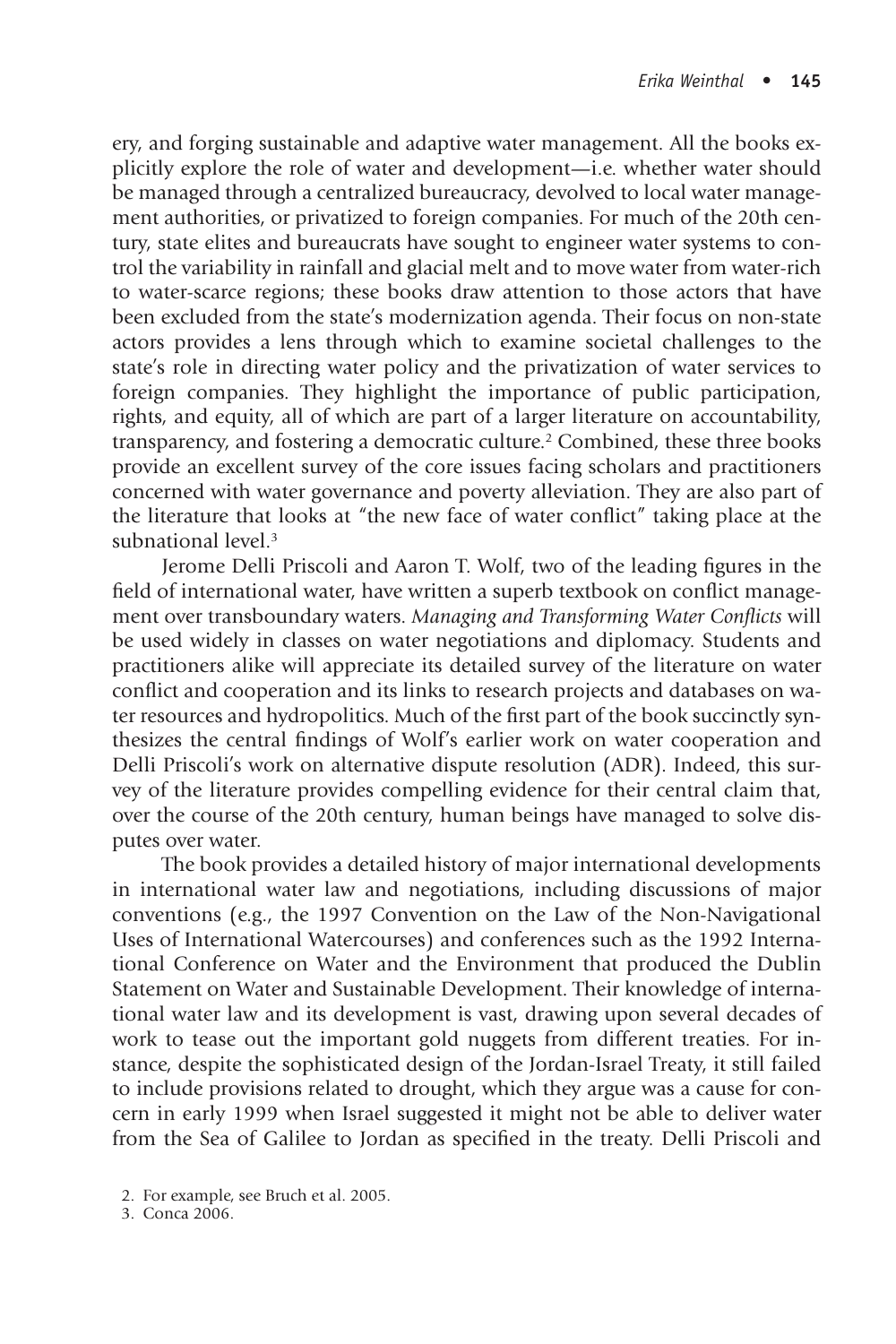ery, and forging sustainable and adaptive water management. All the books explicitly explore the role of water and development—i.e. whether water should be managed through a centralized bureaucracy, devolved to local water management authorities, or privatized to foreign companies. For much of the 20th century, state elites and bureaucrats have sought to engineer water systems to control the variability in rainfall and glacial melt and to move water from water-rich to water-scarce regions; these books draw attention to those actors that have been excluded from the state's modernization agenda. Their focus on non-state actors provides a lens through which to examine societal challenges to the state's role in directing water policy and the privatization of water services to foreign companies. They highlight the importance of public participation, rights, and equity, all of which are part of a larger literature on accountability, transparency, and fostering a democratic culture.[2] Combined, these three books provide an excellent survey of the core issues facing scholars and practitioners concerned with water governance and poverty alleviation. They are also part of the literature that looks at "the new face of water conflict" taking place at the subnational level.[3]

Jerome Delli Priscoli and Aaron T. Wolf, two of the leading figures in the field of international water, have written a superb textbook on conflict management over transboundary waters. *Managing and Transforming Water Conflicts* will be used widely in classes on water negotiations and diplomacy. Students and practitioners alike will appreciate its detailed survey of the literature on water conflict and cooperation and its links to research projects and databases on water resources and hydropolitics. Much of the first part of the book succinctly synthesizes the central findings of Wolf's earlier work on water cooperation and Delli Priscoli's work on alternative dispute resolution (ADR). Indeed, this survey of the literature provides compelling evidence for their central claim that, over the course of the 20th century, human beings have managed to solve disputes over water.

The book provides a detailed history of major international developments in international water law and negotiations, including discussions of major conventions (e.g., the 1997 Convention on the Law of the Non-Navigational Uses of International Watercourses) and conferences such as the 1992 International Conference on Water and the Environment that produced the Dublin Statement on Water and Sustainable Development. Their knowledge of international water law and its development is vast, drawing upon several decades of work to tease out the important gold nuggets from different treaties. For instance, despite the sophisticated design of the Jordan-Israel Treaty, it still failed to include provisions related to drought, which they argue was a cause for concern in early 1999 when Israel suggested it might not be able to deliver water from the Sea of Galilee to Jordan as specified in the treaty. Delli Priscoli and

2. For example, see Bruch et al. 2005.

3. Conca 2006.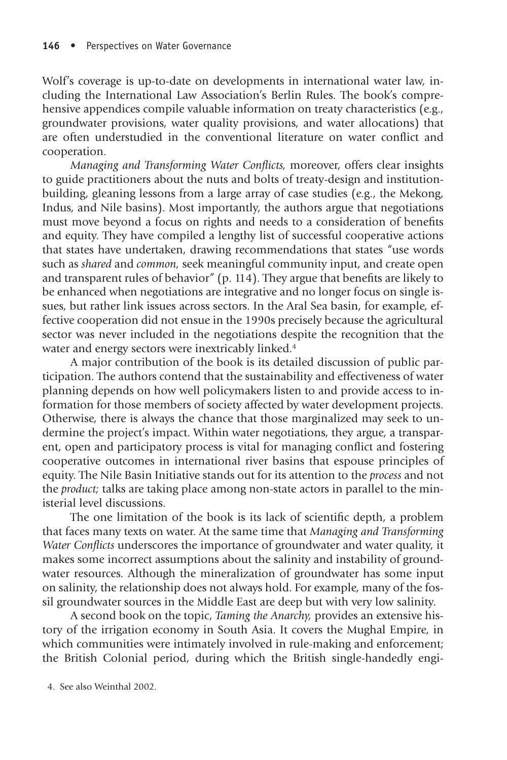Wolf's coverage is up-to-date on developments in international water law, including the International Law Association's Berlin Rules. The book's comprehensive appendices compile valuable information on treaty characteristics (e.g., groundwater provisions, water quality provisions, and water allocations) that are often understudied in the conventional literature on water conflict and cooperation.

*Managing and Transforming Water Conflicts,* moreover, offers clear insights to guide practitioners about the nuts and bolts of treaty-design and institution-building, gleaning lessons from a large array of case studies (e.g., the Mekong, Indus, and Nile basins). Most importantly, the authors argue that negotiations must move beyond a focus on rights and needs to a consideration of benefits and equity. They have compiled a lengthy list of successful cooperative actions that states have undertaken, drawing recommendations that states "use words such as *shared* and *common,* seek meaningful community input, and create open and transparent rules of behavior" (p. 114). They argue that benefits are likely to be enhanced when negotiations are integrative and no longer focus on single issues, but rather link issues across sectors. In the Aral Sea basin, for example, effective cooperation did not ensue in the 1990s precisely because the agricultural sector was never included in the negotiations despite the recognition that the water and energy sectors were inextricably linked.[4]

A major contribution of the book is its detailed discussion of public participation. The authors contend that the sustainability and effectiveness of water planning depends on how well policymakers listen to and provide access to information for those members of society affected by water development projects. Otherwise, there is always the chance that those marginalized may seek to undermine the project's impact. Within water negotiations, they argue, a transparent, open and participatory process is vital for managing conflict and fostering cooperative outcomes in international river basins that espouse principles of equity. The Nile Basin Initiative stands out for its attention to the *process* and not the *product;* talks are taking place among non-state actors in parallel to the ministerial level discussions.

The one limitation of the book is its lack of scientific depth, a problem that faces many texts on water. At the same time that *Managing and Transforming Water Conflicts* underscores the importance of groundwater and water quality, it makes some incorrect assumptions about the salinity and instability of groundwater resources. Although the mineralization of groundwater has some input on salinity, the relationship does not always hold. For example, many of the fossil groundwater sources in the Middle East are deep but with very low salinity.

A second book on the topic, *Taming the Anarchy,* provides an extensive history of the irrigation economy in South Asia. It covers the Mughal Empire, in which communities were intimately involved in rule-making and enforcement; the British Colonial period, during which the British single-handedly engi-

4. See also Weinthal 2002.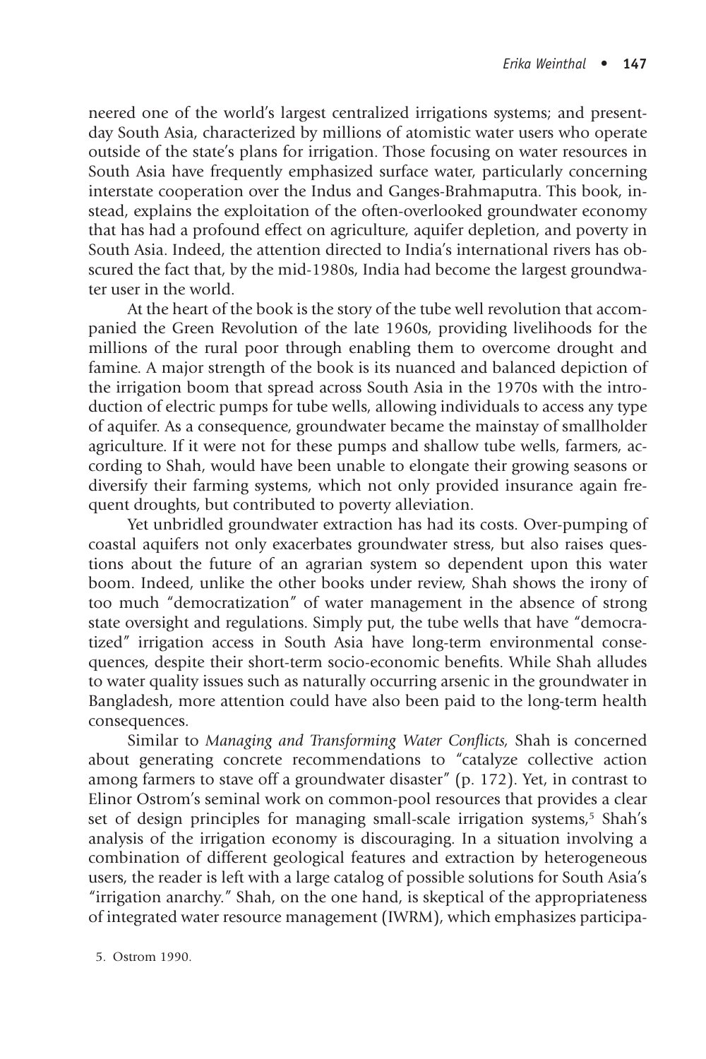neered one of the world's largest centralized irrigations systems; and present-day South Asia, characterized by millions of atomistic water users who operate outside of the state's plans for irrigation. Those focusing on water resources in South Asia have frequently emphasized surface water, particularly concerning interstate cooperation over the Indus and Ganges-Brahmaputra. This book, instead, explains the exploitation of the often-overlooked groundwater economy that has had a profound effect on agriculture, aquifer depletion, and poverty in South Asia. Indeed, the attention directed to India's international rivers has obscured the fact that, by the mid-1980s, India had become the largest groundwater user in the world.

At the heart of the book is the story of the tube well revolution that accompanied the Green Revolution of the late 1960s, providing livelihoods for the millions of the rural poor through enabling them to overcome drought and famine. A major strength of the book is its nuanced and balanced depiction of the irrigation boom that spread across South Asia in the 1970s with the introduction of electric pumps for tube wells, allowing individuals to access any type of aquifer. As a consequence, groundwater became the mainstay of smallholder agriculture. If it were not for these pumps and shallow tube wells, farmers, according to Shah, would have been unable to elongate their growing seasons or diversify their farming systems, which not only provided insurance again frequent droughts, but contributed to poverty alleviation.

Yet unbridled groundwater extraction has had its costs. Over-pumping of coastal aquifers not only exacerbates groundwater stress, but also raises questions about the future of an agrarian system so dependent upon this water boom. Indeed, unlike the other books under review, Shah shows the irony of too much "democratization" of water management in the absence of strong state oversight and regulations. Simply put, the tube wells that have "democratized" irrigation access in South Asia have long-term environmental consequences, despite their short-term socio-economic benefits. While Shah alludes to water quality issues such as naturally occurring arsenic in the groundwater in Bangladesh, more attention could have also been paid to the long-term health consequences.

Similar to *Managing and Transforming Water Conflicts,* Shah is concerned about generating concrete recommendations to "catalyze collective action among farmers to stave off a groundwater disaster" (p. 172). Yet, in contrast to Elinor Ostrom's seminal work on common-pool resources that provides a clear set of design principles for managing small-scale irrigation systems,[5] Shah's analysis of the irrigation economy is discouraging. In a situation involving a combination of different geological features and extraction by heterogeneous users, the reader is left with a large catalog of possible solutions for South Asia's "irrigation anarchy." Shah, on the one hand, is skeptical of the appropriateness of integrated water resource management (IWRM), which emphasizes participa-

5. Ostrom 1990.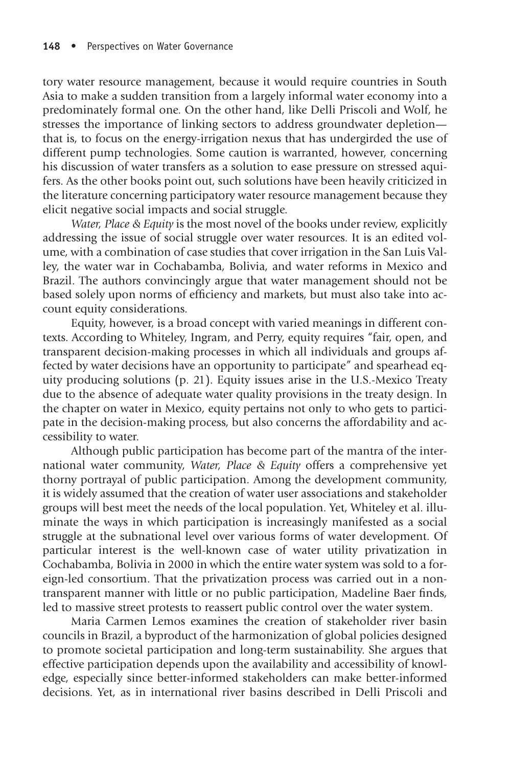tory water resource management, because it would require countries in South Asia to make a sudden transition from a largely informal water economy into a predominately formal one. On the other hand, like Delli Priscoli and Wolf, he stresses the importance of linking sectors to address groundwater depletion—that is, to focus on the energy-irrigation nexus that has undergirded the use of different pump technologies. Some caution is warranted, however, concerning his discussion of water transfers as a solution to ease pressure on stressed aquifers. As the other books point out, such solutions have been heavily criticized in the literature concerning participatory water resource management because they elicit negative social impacts and social struggle.

*Water, Place & Equity* is the most novel of the books under review, explicitly addressing the issue of social struggle over water resources. It is an edited volume, with a combination of case studies that cover irrigation in the San Luis Valley, the water war in Cochabamba, Bolivia, and water reforms in Mexico and Brazil. The authors convincingly argue that water management should not be based solely upon norms of efficiency and markets, but must also take into account equity considerations.

Equity, however, is a broad concept with varied meanings in different contexts. According to Whiteley, Ingram, and Perry, equity requires "fair, open, and transparent decision-making processes in which all individuals and groups affected by water decisions have an opportunity to participate" and spearhead equity producing solutions (p. 21). Equity issues arise in the U.S.-Mexico Treaty due to the absence of adequate water quality provisions in the treaty design. In the chapter on water in Mexico, equity pertains not only to who gets to participate in the decision-making process, but also concerns the affordability and accessibility to water.

Although public participation has become part of the mantra of the international water community, *Water, Place & Equity* offers a comprehensive yet thorny portrayal of public participation. Among the development community, it is widely assumed that the creation of water user associations and stakeholder groups will best meet the needs of the local population. Yet, Whiteley et al. illuminate the ways in which participation is increasingly manifested as a social struggle at the subnational level over various forms of water development. Of particular interest is the well-known case of water utility privatization in Cochabamba, Bolivia in 2000 in which the entire water system was sold to a foreign-led consortium. That the privatization process was carried out in a nontransparent manner with little or no public participation, Madeline Baer finds, led to massive street protests to reassert public control over the water system.

Maria Carmen Lemos examines the creation of stakeholder river basin councils in Brazil, a byproduct of the harmonization of global policies designed to promote societal participation and long-term sustainability. She argues that effective participation depends upon the availability and accessibility of knowledge, especially since better-informed stakeholders can make better-informed decisions. Yet, as in international river basins described in Delli Priscoli and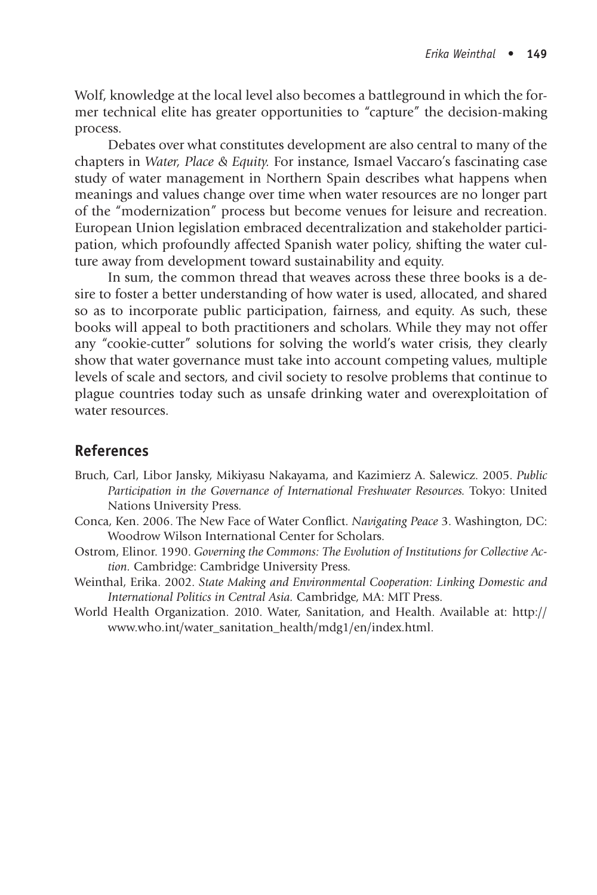Wolf, knowledge at the local level also becomes a battleground in which the former technical elite has greater opportunities to "capture" the decision-making process.

Debates over what constitutes development are also central to many of the chapters in *Water, Place & Equity.* For instance, Ismael Vaccaro's fascinating case study of water management in Northern Spain describes what happens when meanings and values change over time when water resources are no longer part of the "modernization" process but become venues for leisure and recreation. European Union legislation embraced decentralization and stakeholder participation, which profoundly affected Spanish water policy, shifting the water culture away from development toward sustainability and equity.

In sum, the common thread that weaves across these three books is a desire to foster a better understanding of how water is used, allocated, and shared so as to incorporate public participation, fairness, and equity. As such, these books will appeal to both practitioners and scholars. While they may not offer any "cookie-cutter" solutions for solving the world's water crisis, they clearly show that water governance must take into account competing values, multiple levels of scale and sectors, and civil society to resolve problems that continue to plague countries today such as unsafe drinking water and overexploitation of water resources.

## References

Bruch, Carl, Libor Jansky, Mikiyasu Nakayama, and Kazimierz A. Salewicz. 2005. *Public Participation in the Governance of International Freshwater Resources.* Tokyo: United Nations University Press.

Conca, Ken. 2006. The New Face of Water Conflict. *Navigating Peace* 3. Washington, DC: Woodrow Wilson International Center for Scholars.

Ostrom, Elinor. 1990. *Governing the Commons: The Evolution of Institutions for Collective Action.* Cambridge: Cambridge University Press.

Weinthal, Erika. 2002. *State Making and Environmental Cooperation: Linking Domestic and International Politics in Central Asia.* Cambridge, MA: MIT Press.

World Health Organization. 2010. Water, Sanitation, and Health. Available at: http://www.who.int/water_sanitation_health/mdg1/en/index.html.